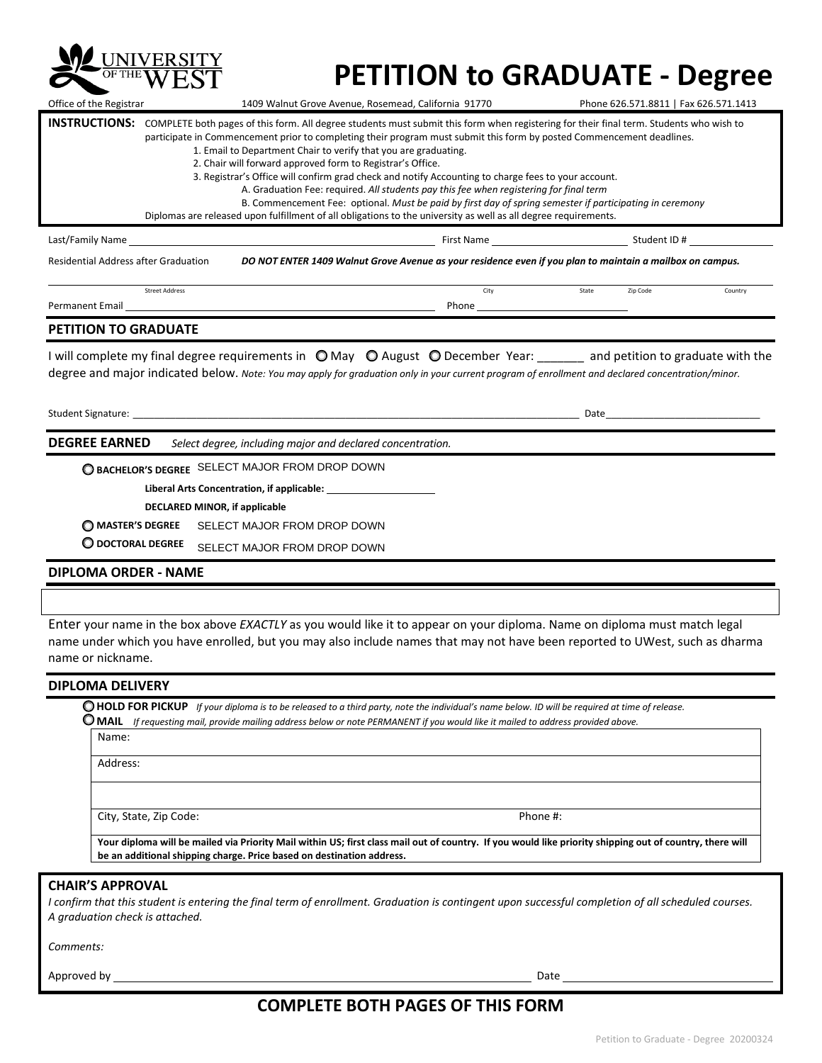UNIVERSITY OF THE WEST

# PETITION to GRADUATE - Degree

Office of the Registrar 1409 Walnut Grove Avenue, Rosemead, California 91770 Phone 626.571.8811 | Fax 626.571.1413

**INSTRUCTIONS:** COMPLETE both pages of this form. All degree students must submit this form when registering for their final term. Students who wish to participate in Commencement prior to completing their program must submit this form by posted Commencement deadlines.

1. Email to Department Chair to verify that you are graduating.
2. Chair will forward approved form to Registrar's Office.
3. Registrar's Office will confirm grad check and notify Accounting to charge fees to your account.
   - A. Graduation Fee: required. *All students pay this fee when registering for final term*
   - B. Commencement Fee: optional. *Must be paid by first day of spring semester if participating in ceremony*

Diplomas are released upon fulfillment of all obligations to the university as well as all degree requirements.

Last/Family Name ____________________ First Name ____________________ Student ID # ____________

Residential Address after Graduation ***DO NOT ENTER 1409 Walnut Grove Avenue as your residence even if you plan to maintain a mailbox on campus.***

Street Address ____________ City ____________ State ______ Zip Code ______ Country ______

Permanent Email ____________________ Phone ____________________

## PETITION TO GRADUATE

I will complete my final degree requirements in ◯ May ◯ August ◯ December Year: _______ and petition to graduate with the degree and major indicated below. *Note: You may apply for graduation only in your current program of enrollment and declared concentration/minor.*

Student Signature: ______________________________ Date______________

## DEGREE EARNED

*Select degree, including major and declared concentration.*

◯ **BACHELOR'S DEGREE** SELECT MAJOR FROM DROP DOWN

**Liberal Arts Concentration, if applicable:** ____________

**DECLARED MINOR, if applicable**

◯ **MASTER'S DEGREE** SELECT MAJOR FROM DROP DOWN

◯ **DOCTORAL DEGREE** SELECT MAJOR FROM DROP DOWN

## DIPLOMA ORDER - NAME

______________________________

Enter your name in the box above *EXACTLY* as you would like it to appear on your diploma. Name on diploma must match legal name under which you have enrolled, but you may also include names that may not have been reported to UWest, such as dharma name or nickname.

## DIPLOMA DELIVERY

◯ **HOLD FOR PICKUP** *If your diploma is to be released to a third party, note the individual's name below. ID will be required at time of release.*

◯ **MAIL** *If requesting mail, provide mailing address below or note PERMANENT if you would like it mailed to address provided above.*

Name:

Address:

City, State, Zip Code: Phone #:

**Your diploma will be mailed via Priority Mail within US; first class mail out of country. If you would like priority shipping out of country, there will be an additional shipping charge. Price based on destination address.**

## CHAIR'S APPROVAL

*I confirm that this student is entering the final term of enrollment. Graduation is contingent upon successful completion of all scheduled courses. A graduation check is attached.*

*Comments:*

Approved by ______________________________ Date ______________

**COMPLETE BOTH PAGES OF THIS FORM**

Petition to Graduate - Degree 20200324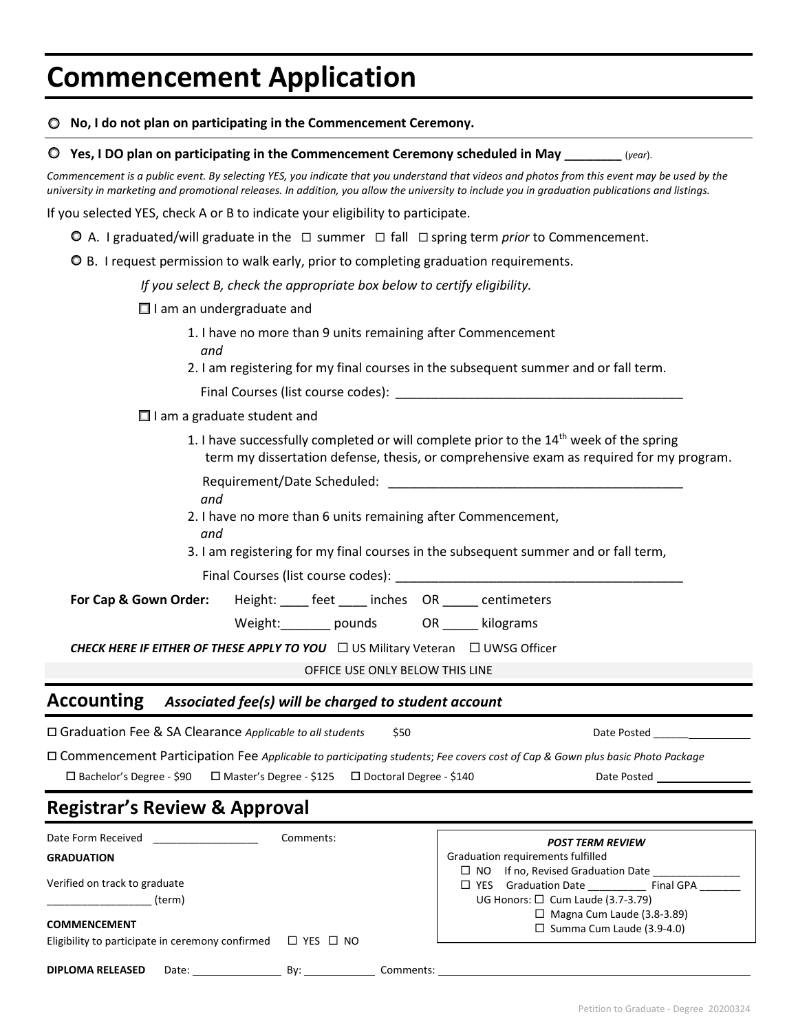# Commencement Application

○ **No, I do not plan on participating in the Commencement Ceremony.**

○ **Yes, I DO plan on participating in the Commencement Ceremony scheduled in May ________** (*year*).

*Commencement is a public event. By selecting YES, you indicate that you understand that videos and photos from this event may be used by the university in marketing and promotional releases. In addition, you allow the university to include you in graduation publications and listings.*

If you selected YES, check A or B to indicate your eligibility to participate.

○ A. I graduated/will graduate in the ☐ summer ☐ fall ☐ spring term *prior* to Commencement.

○ B. I request permission to walk early, prior to completing graduation requirements.

*If you select B, check the appropriate box below to certify eligibility.*

☐ I am an undergraduate and

1. I have no more than 9 units remaining after Commencement
   *and*
2. I am registering for my final courses in the subsequent summer and or fall term.

   Final Courses (list course codes): ________________________________________

☐ I am a graduate student and

1. I have successfully completed or will complete prior to the 14th week of the spring term my dissertation defense, thesis, or comprehensive exam as required for my program.

   Requirement/Date Scheduled: ________________________________________
   *and*
2. I have no more than 6 units remaining after Commencement,
   *and*
3. I am registering for my final courses in the subsequent summer and or fall term,

   Final Courses (list course codes): ________________________________________

**For Cap & Gown Order:** Height: ____ feet ____ inches OR _____ centimeters

Weight:_______ pounds OR _____ kilograms

***CHECK HERE IF EITHER OF THESE APPLY TO YOU*** ☐ US Military Veteran ☐ UWSG Officer

OFFICE USE ONLY BELOW THIS LINE

## Accounting *Associated fee(s) will be charged to student account*

☐ Graduation Fee & SA Clearance *Applicable to all students* $50 Date Posted ______

☐ Commencement Participation Fee *Applicable to participating students*; *Fee covers cost of Cap & Gown plus basic Photo Package*

☐ Bachelor's Degree - $90 ☐ Master's Degree - $125 ☐ Doctoral Degree - $140 Date Posted ______

## Registrar's Review & Approval

Date Form Received __________________ Comments:

**GRADUATION**

Verified on track to graduate

__________________ (term)

**COMMENCEMENT**

Eligibility to participate in ceremony confirmed ☐ YES ☐ NO

***POST TERM REVIEW***

Graduation requirements fulfilled

☐ NO If no, Revised Graduation Date _______________

☐ YES Graduation Date __________ Final GPA _______

UG Honors: ☐ Cum Laude (3.7-3.79)

☐ Magna Cum Laude (3.8-3.89)

☐ Summa Cum Laude (3.9-4.0)

**DIPLOMA RELEASED** Date: ______________ By: ____________ Comments: ______________________________

Petition to Graduate - Degree 20200324